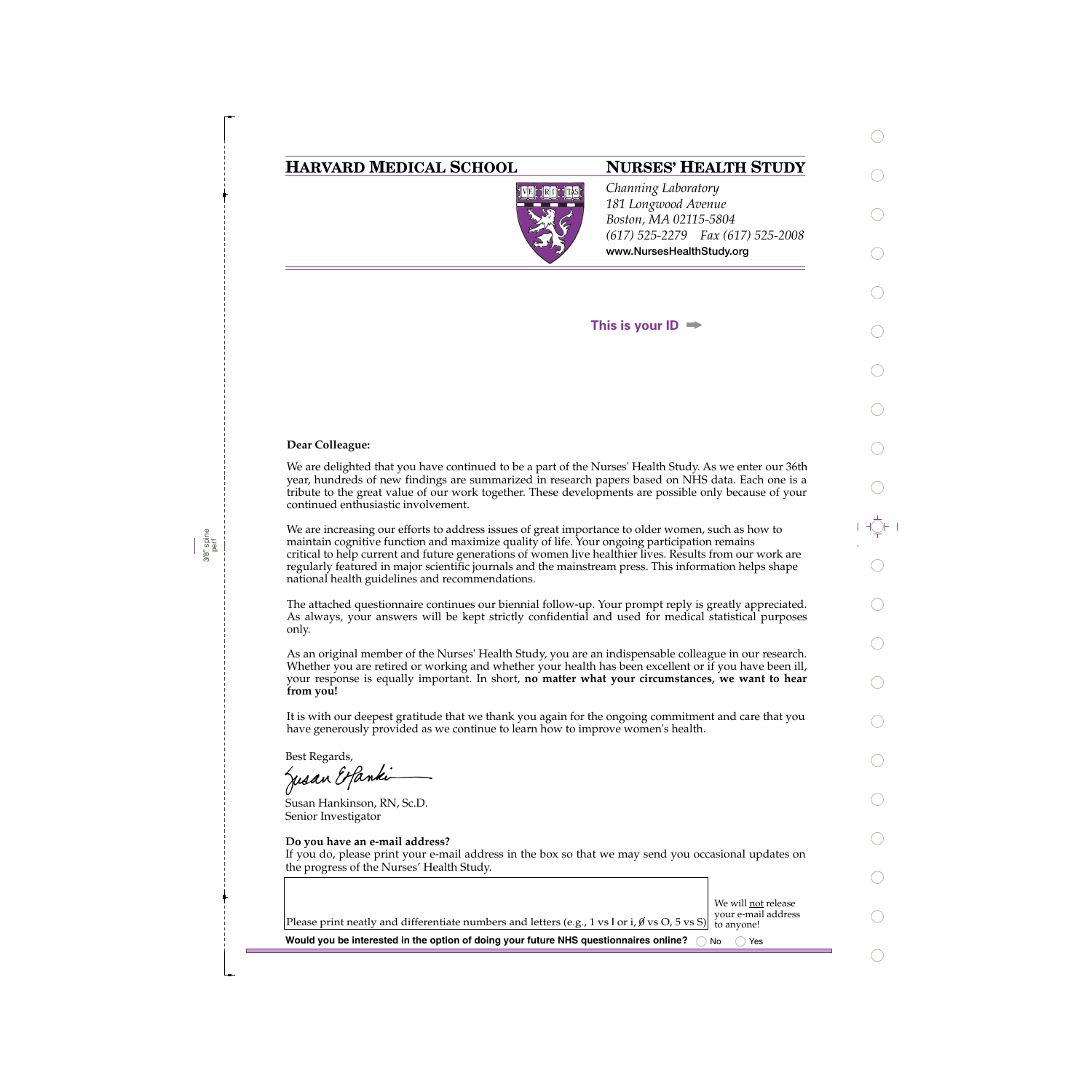**HARVARD MEDICAL SCHOOL**

# NURSES' HEALTH STUDY

*Channing Laboratory*
*181 Longwood Avenue*
*Boston, MA 02115-5804*
*(617) 525-2279 Fax (617) 525-2008*
**www.NursesHealthStudy.org**

**This is your ID** ➡

**Dear Colleague:**

We are delighted that you have continued to be a part of the Nurses' Health Study. As we enter our 36th year, hundreds of new findings are summarized in research papers based on NHS data. Each one is a tribute to the great value of our work together. These developments are possible only because of your continued enthusiastic involvement.

We are increasing our efforts to address issues of great importance to older women, such as how to maintain cognitive function and maximize quality of life. Your ongoing participation remains critical to help current and future generations of women live healthier lives. Results from our work are regularly featured in major scientific journals and the mainstream press. This information helps shape national health guidelines and recommendations.

The attached questionnaire continues our biennial follow-up. Your prompt reply is greatly appreciated. As always, your answers will be kept strictly confidential and used for medical statistical purposes only.

As an original member of the Nurses' Health Study, you are an indispensable colleague in our research. Whether you are retired or working and whether your health has been excellent or if you have been ill, your response is equally important. In short, **no matter what your circumstances, we want to hear from you!**

It is with our deepest gratitude that we thank you again for the ongoing commitment and care that you have generously provided as we continue to learn how to improve women's health.

Best Regards,

Susan Hankinson, RN, Sc.D.
Senior Investigator

**Do you have an e-mail address?**
If you do, please print your e-mail address in the box so that we may send you occasional updates on the progress of the Nurses' Health Study.

Please print neatly and differentiate numbers and letters (e.g., 1 vs I or i, Ø vs O, 5 vs S)

We will not release your e-mail address to anyone!

**Would you be interested in the option of doing your future NHS questionnaires online?** ◯ No ◯ Yes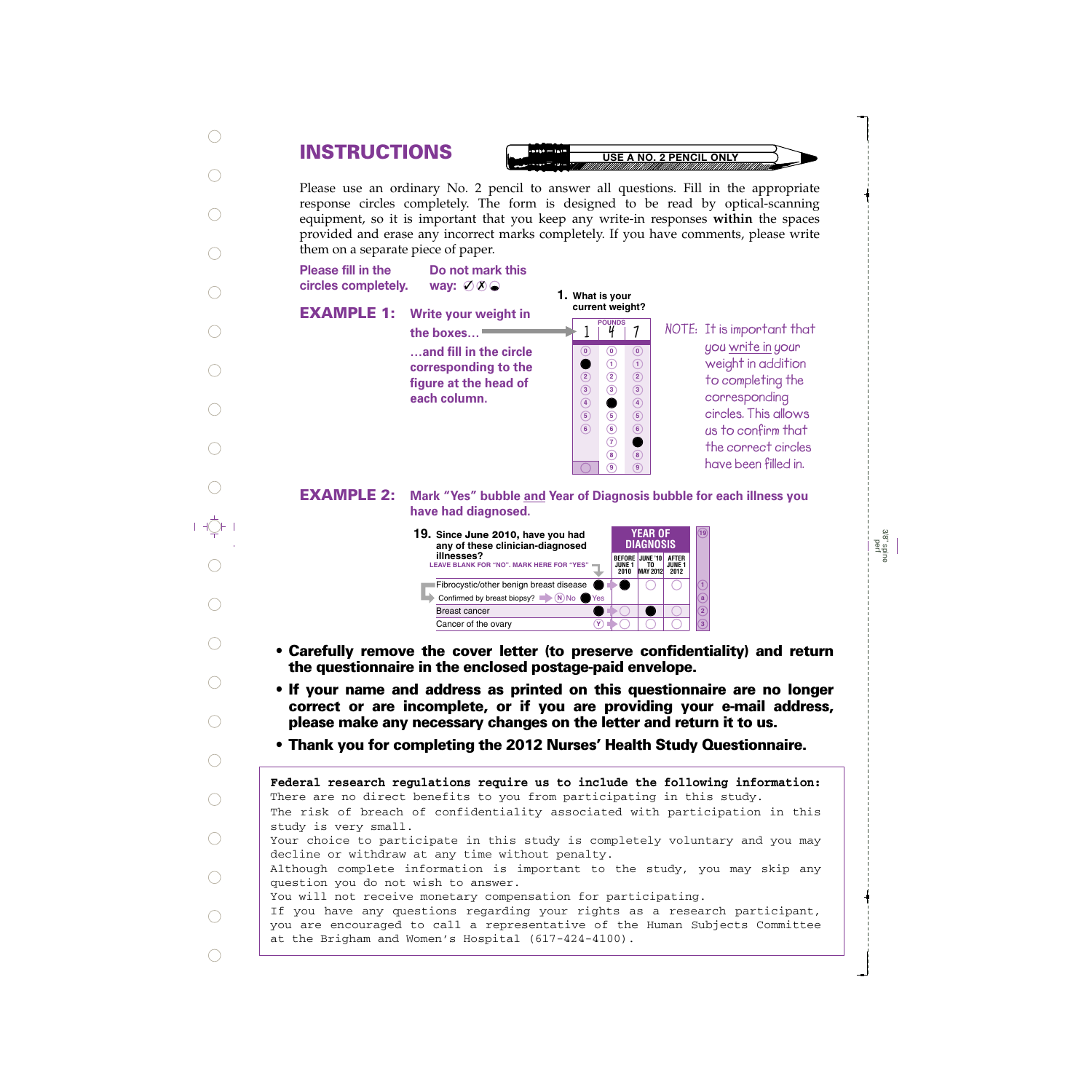# INSTRUCTIONS

USE A NO. 2 PENCIL ONLY

Please use an ordinary No. 2 pencil to answer all questions. Fill in the appropriate response circles completely. The form is designed to be read by optical-scanning equipment, so it is important that you keep any write-in responses **within** the spaces provided and erase any incorrect marks completely. If you have comments, please write them on a separate piece of paper.

**Please fill in the circles completely.**

**Do not mark this way:** ✓ ✗ ◒

## EXAMPLE 1:

**Write your weight in the boxes…**

**…and fill in the circle corresponding to the figure at the head of each column.**

**1. What is your current weight?**

| POUNDS | | |
|---|---|---|
| 1 | 4 | 7 |
| 0 | 0 | 0 |
| ● | 1 | 1 |
| 2 | 2 | 2 |
| 3 | 3 | 3 |
| 4 | ● | 4 |
| 5 | 5 | 5 |
| 6 | 6 | 6 |
| | 7 | ● |
| | 8 | 8 |
| ○ | 9 | 9 |

NOTE: It is important that you write in your weight in addition to completing the corresponding circles. This allows us to confirm that the correct circles have been filled in.

## EXAMPLE 2:

**Mark "Yes" bubble and Year of Diagnosis bubble for each illness you have had diagnosed.**

**19. Since June 2010, have you had any of these clinician-diagnosed illnesses?**

LEAVE BLANK FOR "NO". MARK HERE FOR "YES"

| | | YEAR OF DIAGNOSIS | | | 19 |
|---|---|---|---|---|---|
| | | BEFORE JUNE 1 2010 | JUNE '10 TO MAY 2012 | AFTER JUNE 1 2012 | |
| Fibrocystic/other benign breast disease | ● | ● | ○ | ○ | 1 |
| Confirmed by breast biopsy? | (N) No ● Yes | | | | a |
| Breast cancer | ● | ○ | ● | ○ | 2 |
| Cancer of the ovary | (Y) | ○ | ○ | ○ | 3 |

- **Carefully remove the cover letter (to preserve confidentiality) and return the questionnaire in the enclosed postage-paid envelope.**
- **If your name and address as printed on this questionnaire are no longer correct or are incomplete, or if you are providing your e-mail address, please make any necessary changes on the letter and return it to us.**
- **Thank you for completing the 2012 Nurses' Health Study Questionnaire.**

**Federal research regulations require us to include the following information:**

There are no direct benefits to you from participating in this study.

The risk of breach of confidentiality associated with participation in this study is very small.

Your choice to participate in this study is completely voluntary and you may decline or withdraw at any time without penalty.

Although complete information is important to the study, you may skip any question you do not wish to answer.

You will not receive monetary compensation for participating.

If you have any questions regarding your rights as a research participant, you are encouraged to call a representative of the Human Subjects Committee at the Brigham and Women's Hospital (617-424-4100).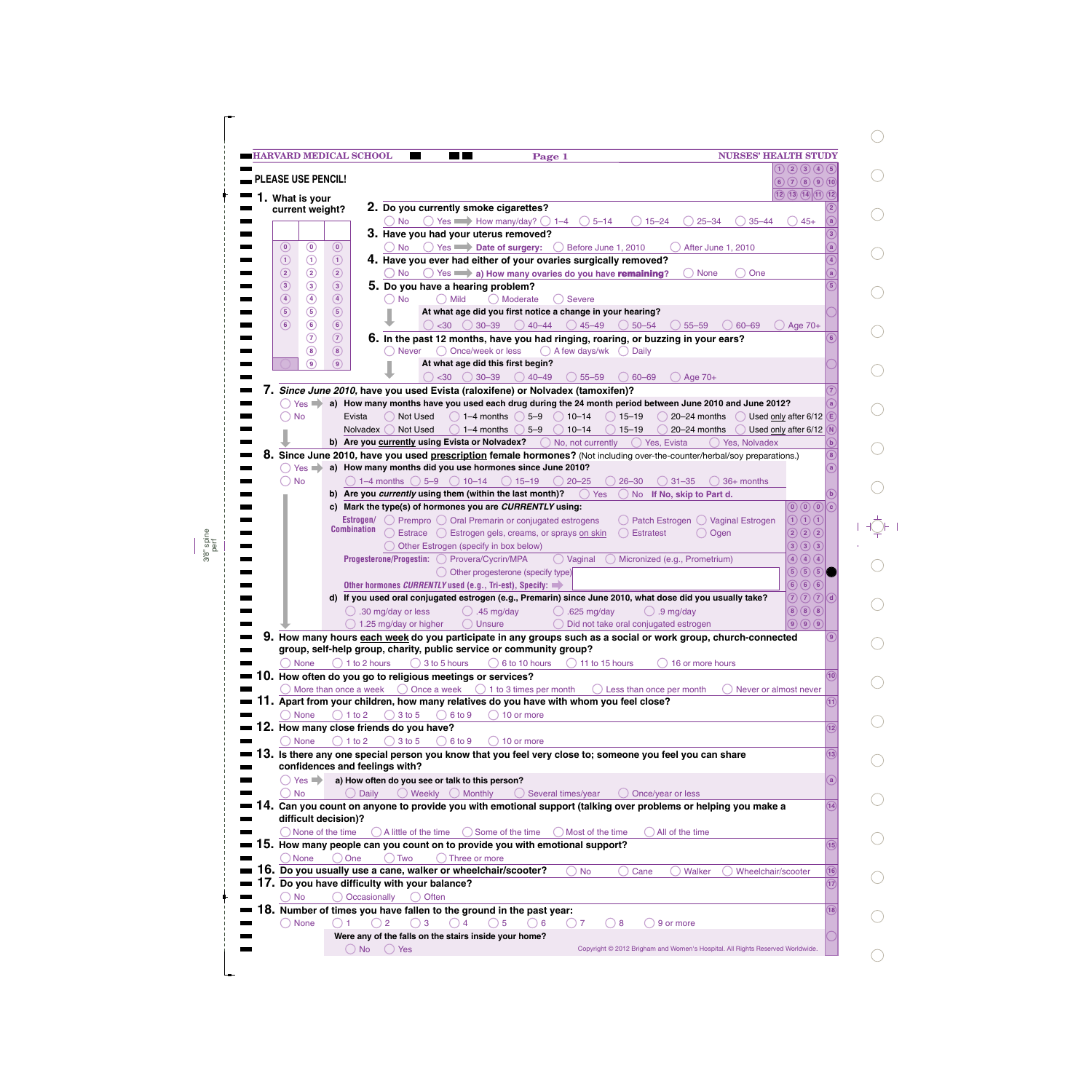HARVARD MEDICAL SCHOOL — Page 1 — NURSES' HEALTH STUDY

**PLEASE USE PENCIL!**

**1. What is your current weight?**

| | | |
|---|---|---|
| 0 | 0 | 0 |
| 1 | 1 | 1 |
| 2 | 2 | 2 |
| 3 | 3 | 3 |
| 4 | 4 | 4 |
| 5 | 5 | 5 |
| 6 | 6 | 6 |
| | 7 | 7 |
| | 8 | 8 |
| | 9 | 9 |

**2. Do you currently smoke cigarettes?**
◯ No ◯ Yes ➡ How many/day? ◯ 1–4 ◯ 5–14 ◯ 15–24 ◯ 25–34 ◯ 35–44 ◯ 45+

**3. Have you had your uterus removed?**
◯ No ◯ Yes ➡ **Date of surgery:** ◯ Before June 1, 2010 ◯ After June 1, 2010

**4. Have you ever had either of your ovaries surgically removed?**
◯ No ◯ Yes ➡ **a) How many ovaries do you have remaining?** ◯ None ◯ One

**5. Do you have a hearing problem?**
◯ No ◯ Mild ◯ Moderate ◯ Severe

**At what age did you first notice a change in your hearing?**
◯ <30 ◯ 30–39 ◯ 40–44 ◯ 45–49 ◯ 50–54 ◯ 55–59 ◯ 60–69 ◯ Age 70+

**6. In the past 12 months, have you had ringing, roaring, or buzzing in your ears?**
◯ Never ◯ Once/week or less ◯ A few days/wk ◯ Daily

**At what age did this first begin?**
◯ <30 ◯ 30–39 ◯ 40–49 ◯ 55–59 ◯ 60–69 ◯ Age 70+

**7. *Since June 2010,* have you used Evista (raloxifene) or Nolvadex (tamoxifen)?**
◯ Yes ➡ ◯ No

**a) How many months have you used each drug during the 24 month period between June 2010 and June 2012?**

| | | | | | | | |
|---|---|---|---|---|---|---|---|
| Evista | ◯ Not Used | ◯ 1–4 months | ◯ 5–9 | ◯ 10–14 | ◯ 15–19 | ◯ 20–24 months | ◯ Used only after 6/12 |
| Nolvadex | ◯ Not Used | ◯ 1–4 months | ◯ 5–9 | ◯ 10–14 | ◯ 15–19 | ◯ 20–24 months | ◯ Used only after 6/12 |

**b) Are you currently using Evista or Nolvadex?** ◯ No, not currently ◯ Yes, Evista ◯ Yes, Nolvadex

**8. Since June 2010, have you used prescription female hormones?** (Not including over-the-counter/herbal/soy preparations.)
◯ Yes ➡ ◯ No

**a) How many months did you use hormones since June 2010?**
◯ 1–4 months ◯ 5–9 ◯ 10–14 ◯ 15–19 ◯ 20–25 ◯ 26–30 ◯ 31–35 ◯ 36+ months

**b) Are you *currently* using them (within the last month)?** ◯ Yes ◯ No **If No, skip to Part d.**

**c) Mark the type(s) of hormones you are *CURRENTLY* using:**

**Estrogen/ Combination:** ◯ Prempro ◯ Oral Premarin or conjugated estrogens ◯ Patch Estrogen ◯ Vaginal Estrogen ◯ Estrace ◯ Estrogen gels, creams, or sprays on skin ◯ Estratest ◯ Ogen ◯ Other Estrogen (specify in box below)

**Progesterone/Progestin:** ◯ Provera/Cycrin/MPA ◯ Vaginal ◯ Micronized (e.g., Prometrium) ◯ Other progesterone (specify type)

**Other hormones *CURRENTLY* used (e.g., Tri-est), Specify:** ➡

**d) If you used oral conjugated estrogen (e.g., Premarin) since June 2010, what dose did you usually take?**
◯ .30 mg/day or less ◯ .45 mg/day ◯ .625 mg/day ◯ .9 mg/day ◯ 1.25 mg/day or higher ◯ Unsure ◯ Did not take oral conjugated estrogen

**9. How many hours each week do you participate in any groups such as a social or work group, church-connected group, self-help group, charity, public service or community group?**
◯ None ◯ 1 to 2 hours ◯ 3 to 5 hours ◯ 6 to 10 hours ◯ 11 to 15 hours ◯ 16 or more hours

**10. How often do you go to religious meetings or services?**
◯ More than once a week ◯ Once a week ◯ 1 to 3 times per month ◯ Less than once per month ◯ Never or almost never

**11. Apart from your children, how many relatives do you have with whom you feel close?**
◯ None ◯ 1 to 2 ◯ 3 to 5 ◯ 6 to 9 ◯ 10 or more

**12. How many close friends do you have?**
◯ None ◯ 1 to 2 ◯ 3 to 5 ◯ 6 to 9 ◯ 10 or more

**13. Is there any one special person you know that you feel very close to; someone you feel you can share confidences and feelings with?**
◯ Yes ➡ ◯ No

**a) How often do you see or talk to this person?**
◯ Daily ◯ Weekly ◯ Monthly ◯ Several times/year ◯ Once/year or less

**14. Can you count on anyone to provide you with emotional support (talking over problems or helping you make a difficult decision)?**
◯ None of the time ◯ A little of the time ◯ Some of the time ◯ Most of the time ◯ All of the time

**15. How many people can you count on to provide you with emotional support?**
◯ None ◯ One ◯ Two ◯ Three or more

**16. Do you usually use a cane, walker or wheelchair/scooter?** ◯ No ◯ Cane ◯ Walker ◯ Wheelchair/scooter

**17. Do you have difficulty with your balance?**
◯ No ◯ Occasionally ◯ Often

**18. Number of times you have fallen to the ground in the past year:**
◯ None ◯ 1 ◯ 2 ◯ 3 ◯ 4 ◯ 5 ◯ 6 ◯ 7 ◯ 8 ◯ 9 or more

**Were any of the falls on the stairs inside your home?**
◯ No ◯ Yes

Copyright © 2012 Brigham and Women's Hospital. All Rights Reserved Worldwide.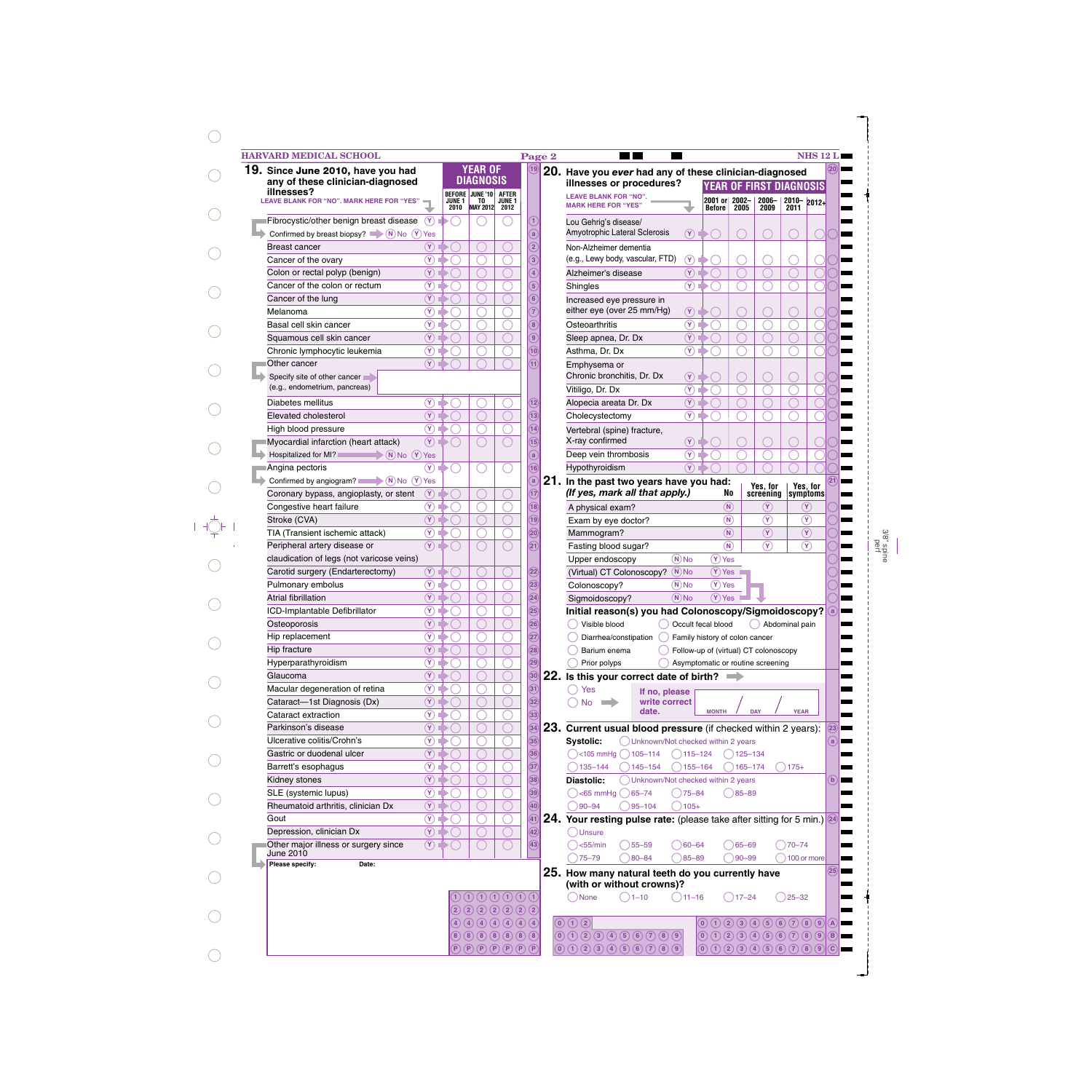HARVARD MEDICAL SCHOOL

Page 2

NHS 12 L

## 19. Since June 2010, have you had any of these clinician-diagnosed illnesses?

LEAVE BLANK FOR "NO". MARK HERE FOR "YES"

| Illness | | YEAR OF DIAGNOSIS: BEFORE JUNE 1 2010 | JUNE '10 TO MAY 2012 | AFTER JUNE 1 2012 |
|---|---|---|---|---|
| Fibrocystic/other benign breast disease | Ⓨ | ◯ | ◯ | ◯ |
| Confirmed by breast biopsy? Ⓝ No Ⓨ Yes | | | | |
| Breast cancer | Ⓨ | ◯ | ◯ | ◯ |
| Cancer of the ovary | Ⓨ | ◯ | ◯ | ◯ |
| Colon or rectal polyp (benign) | Ⓨ | ◯ | ◯ | ◯ |
| Cancer of the colon or rectum | Ⓨ | ◯ | ◯ | ◯ |
| Cancer of the lung | Ⓨ | ◯ | ◯ | ◯ |
| Melanoma | Ⓨ | ◯ | ◯ | ◯ |
| Basal cell skin cancer | Ⓨ | ◯ | ◯ | ◯ |
| Squamous cell skin cancer | Ⓨ | ◯ | ◯ | ◯ |
| Chronic lymphocytic leukemia | Ⓨ | ◯ | ◯ | ◯ |
| Other cancer | Ⓨ | ◯ | ◯ | ◯ |
| Specify site of other cancer (e.g., endometrium, pancreas) | | | | |
| Diabetes mellitus | Ⓨ | ◯ | ◯ | ◯ |
| Elevated cholesterol | Ⓨ | ◯ | ◯ | ◯ |
| High blood pressure | Ⓨ | ◯ | ◯ | ◯ |
| Myocardial infarction (heart attack) | Ⓨ | ◯ | ◯ | ◯ |
| Hospitalized for MI? Ⓝ No Ⓨ Yes | | | | |
| Angina pectoris | Ⓨ | ◯ | ◯ | ◯ |
| Confirmed by angiogram? Ⓝ No Ⓨ Yes | | | | |
| Coronary bypass, angioplasty, or stent | Ⓨ | ◯ | ◯ | ◯ |
| Congestive heart failure | Ⓨ | ◯ | ◯ | ◯ |
| Stroke (CVA) | Ⓨ | ◯ | ◯ | ◯ |
| TIA (Transient ischemic attack) | Ⓨ | ◯ | ◯ | ◯ |
| Peripheral artery disease or claudication of legs (not varicose veins) | Ⓨ | ◯ | ◯ | ◯ |
| Carotid surgery (Endarterectomy) | Ⓨ | ◯ | ◯ | ◯ |
| Pulmonary embolus | Ⓨ | ◯ | ◯ | ◯ |
| Atrial fibrillation | Ⓨ | ◯ | ◯ | ◯ |
| ICD-Implantable Defibrillator | Ⓨ | ◯ | ◯ | ◯ |
| Osteoporosis | Ⓨ | ◯ | ◯ | ◯ |
| Hip replacement | Ⓨ | ◯ | ◯ | ◯ |
| Hip fracture | Ⓨ | ◯ | ◯ | ◯ |
| Hyperparathyroidism | Ⓨ | ◯ | ◯ | ◯ |
| Glaucoma | Ⓨ | ◯ | ◯ | ◯ |
| Macular degeneration of retina | Ⓨ | ◯ | ◯ | ◯ |
| Cataract—1st Diagnosis (Dx) | Ⓨ | ◯ | ◯ | ◯ |
| Cataract extraction | Ⓨ | ◯ | ◯ | ◯ |
| Parkinson's disease | Ⓨ | ◯ | ◯ | ◯ |
| Ulcerative colitis/Crohn's | Ⓨ | ◯ | ◯ | ◯ |
| Gastric or duodenal ulcer | Ⓨ | ◯ | ◯ | ◯ |
| Barrett's esophagus | Ⓨ | ◯ | ◯ | ◯ |
| Kidney stones | Ⓨ | ◯ | ◯ | ◯ |
| SLE (systemic lupus) | Ⓨ | ◯ | ◯ | ◯ |
| Rheumatoid arthritis, clinician Dx | Ⓨ | ◯ | ◯ | ◯ |
| Gout | Ⓨ | ◯ | ◯ | ◯ |
| Depression, clinician Dx | Ⓨ | ◯ | ◯ | ◯ |
| Other major illness or surgery since June 2010 | Ⓨ | ◯ | ◯ | ◯ |

Please specify: Date:

## 20. Have you ever had any of these clinician-diagnosed illnesses or procedures?

LEAVE BLANK FOR "NO". MARK HERE FOR "YES"

| Illness | | YEAR OF FIRST DIAGNOSIS: 2001 or Before | 2002–2005 | 2006–2009 | 2010–2011 | 2012+ |
|---|---|---|---|---|---|---|
| Lou Gehrig's disease/ Amyotrophic Lateral Sclerosis | Ⓨ | ◯ | ◯ | ◯ | ◯ | ◯ |
| Non-Alzheimer dementia (e.g., Lewy body, vascular, FTD) | Ⓨ | ◯ | ◯ | ◯ | ◯ | ◯ |
| Alzheimer's disease | Ⓨ | ◯ | ◯ | ◯ | ◯ | ◯ |
| Shingles | Ⓨ | ◯ | ◯ | ◯ | ◯ | ◯ |
| Increased eye pressure in either eye (over 25 mm/Hg) | Ⓨ | ◯ | ◯ | ◯ | ◯ | ◯ |
| Osteoarthritis | Ⓨ | ◯ | ◯ | ◯ | ◯ | ◯ |
| Sleep apnea, Dr. Dx | Ⓨ | ◯ | ◯ | ◯ | ◯ | ◯ |
| Asthma, Dr. Dx | Ⓨ | ◯ | ◯ | ◯ | ◯ | ◯ |
| Emphysema or Chronic bronchitis, Dr. Dx | Ⓨ | ◯ | ◯ | ◯ | ◯ | ◯ |
| Vitiligo, Dr. Dx | Ⓨ | ◯ | ◯ | ◯ | ◯ | ◯ |
| Alopecia areata Dr. Dx | Ⓨ | ◯ | ◯ | ◯ | ◯ | ◯ |
| Cholecystectomy | Ⓨ | ◯ | ◯ | ◯ | ◯ | ◯ |
| Vertebral (spine) fracture, X-ray confirmed | Ⓨ | ◯ | ◯ | ◯ | ◯ | ◯ |
| Deep vein thrombosis | Ⓨ | ◯ | ◯ | ◯ | ◯ | ◯ |
| Hypothyroidism | Ⓨ | ◯ | ◯ | ◯ | ◯ | ◯ |

## 21. In the past two years have you had:
*(If yes, mark all that apply.)*

| | No | Yes, for screening | Yes, for symptoms |
|---|---|---|---|
| A physical exam? | Ⓝ | Ⓨ | Ⓨ |
| Exam by eye doctor? | Ⓝ | Ⓨ | Ⓨ |
| Mammogram? | Ⓝ | Ⓨ | Ⓨ |
| Fasting blood sugar? | Ⓝ | Ⓨ | Ⓨ |

| | | |
|---|---|---|
| Upper endoscopy | Ⓝ No | Ⓨ Yes |
| (Virtual) CT Colonoscopy? | Ⓝ No | Ⓨ Yes |
| Colonoscopy? | Ⓝ No | Ⓨ Yes |
| Sigmoidoscopy? | Ⓝ No | Ⓨ Yes |

**Initial reason(s) you had Colonoscopy/Sigmoidoscopy?**

◯ Visible blood ◯ Occult fecal blood ◯ Abdominal pain
◯ Diarrhea/constipation ◯ Family history of colon cancer
◯ Barium enema ◯ Follow-up of (virtual) CT colonoscopy
◯ Prior polyps ◯ Asymptomatic or routine screening

## 22. Is this your correct date of birth?

◯ Yes
◯ No → If no, please write correct date. MONTH / DAY / YEAR

## 23. Current usual blood pressure (if checked within 2 years):

**Systolic:** ◯ Unknown/Not checked within 2 years
◯ <105 mmHg ◯ 105–114 ◯ 115–124 ◯ 125–134
◯ 135–144 ◯ 145–154 ◯ 155–164 ◯ 165–174 ◯ 175+

**Diastolic:** ◯ Unknown/Not checked within 2 years
◯ <65 mmHg ◯ 65–74 ◯ 75–84 ◯ 85–89
◯ 90–94 ◯ 95–104 ◯ 105+

## 24. Your resting pulse rate: (please take after sitting for 5 min.)

◯ Unsure
◯ <55/min ◯ 55–59 ◯ 60–64 ◯ 65–69 ◯ 70–74
◯ 75–79 ◯ 80–84 ◯ 85–89 ◯ 90–99 ◯ 100 or more

## 25. How many natural teeth do you currently have (with or without crowns)?

◯ None ◯ 1–10 ◯ 11–16 ◯ 17–24 ◯ 25–32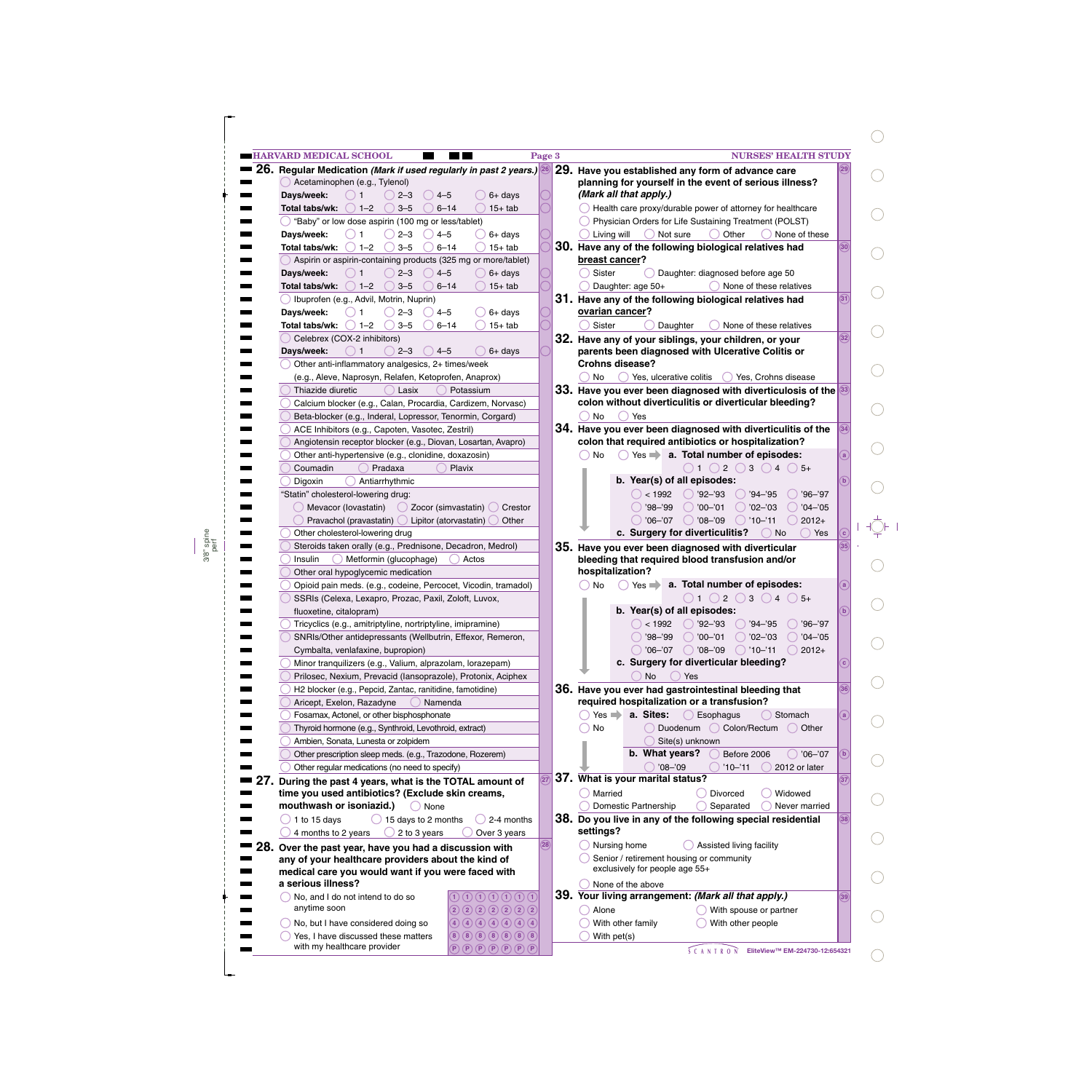**26. Regular Medication** *(Mark if used regularly in past 2 years.)*

- ◯ Acetaminophen (e.g., Tylenol)
  - **Days/week:** ◯ 1 ◯ 2–3 ◯ 4–5 ◯ 6+ days
  - **Total tabs/wk:** ◯ 1–2 ◯ 3–5 ◯ 6–14 ◯ 15+ tab
- ◯ "Baby" or low dose aspirin (100 mg or less/tablet)
  - **Days/week:** ◯ 1 ◯ 2–3 ◯ 4–5 ◯ 6+ days
  - **Total tabs/wk:** ◯ 1–2 ◯ 3–5 ◯ 6–14 ◯ 15+ tab
- ◯ Aspirin or aspirin-containing products (325 mg or more/tablet)
  - **Days/week:** ◯ 1 ◯ 2–3 ◯ 4–5 ◯ 6+ days
  - **Total tabs/wk:** ◯ 1–2 ◯ 3–5 ◯ 6–14 ◯ 15+ tab
- ◯ Ibuprofen (e.g., Advil, Motrin, Nuprin)
  - **Days/week:** ◯ 1 ◯ 2–3 ◯ 4–5 ◯ 6+ days
  - **Total tabs/wk:** ◯ 1–2 ◯ 3–5 ◯ 6–14 ◯ 15+ tab
- ◯ Celebrex (COX-2 inhibitors)
  - **Days/week:** ◯ 1 ◯ 2–3 ◯ 4–5 ◯ 6+ days
- ◯ Other anti-inflammatory analgesics, 2+ times/week (e.g., Aleve, Naprosyn, Relafen, Ketoprofen, Anaprox)
- ◯ Thiazide diuretic ◯ Lasix ◯ Potassium
- ◯ Calcium blocker (e.g., Calan, Procardia, Cardizem, Norvasc)
- ◯ Beta-blocker (e.g., Inderal, Lopressor, Tenormin, Corgard)
- ◯ ACE Inhibitors (e.g., Capoten, Vasotec, Zestril)
- ◯ Angiotensin receptor blocker (e.g., Diovan, Losartan, Avapro)
- ◯ Other anti-hypertensive (e.g., clonidine, doxazosin)
- ◯ Coumadin ◯ Pradaxa ◯ Plavix
- ◯ Digoxin ◯ Antiarrhythmic
- "Statin" cholesterol-lowering drug:
  - ◯ Mevacor (lovastatin) ◯ Zocor (simvastatin) ◯ Crestor
  - ◯ Pravachol (pravastatin) ◯ Lipitor (atorvastatin) ◯ Other
- ◯ Other cholesterol-lowering drug
- ◯ Steroids taken orally (e.g., Prednisone, Decadron, Medrol)
- ◯ Insulin ◯ Metformin (glucophage) ◯ Actos
- ◯ Other oral hypoglycemic medication
- ◯ Opioid pain meds. (e.g., codeine, Percocet, Vicodin, tramadol)
- ◯ SSRIs (Celexa, Lexapro, Prozac, Paxil, Zoloft, Luvox, fluoxetine, citalopram)
- ◯ Tricyclics (e.g., amitriptyline, nortriptyline, imipramine)
- ◯ SNRIs/Other antidepressants (Wellbutrin, Effexor, Remeron, Cymbalta, venlafaxine, bupropion)
- ◯ Minor tranquilizers (e.g., Valium, alprazolam, lorazepam)
- ◯ Prilosec, Nexium, Prevacid (lansoprazole), Protonix, Aciphex
- ◯ H2 blocker (e.g., Pepcid, Zantac, ranitidine, famotidine)
- ◯ Aricept, Exelon, Razadyne ◯ Namenda
- ◯ Fosamax, Actonel, or other bisphosphonate
- ◯ Thyroid hormone (e.g., Synthroid, Levothroid, extract)
- ◯ Ambien, Sonata, Lunesta or zolpidem
- ◯ Other prescription sleep meds. (e.g., Trazodone, Rozerem)
- ◯ Other regular medications (no need to specify)

**27. During the past 4 years, what is the TOTAL amount of time you used antibiotics? (Exclude skin creams, mouthwash or isoniazid.)** ◯ None

◯ 1 to 15 days ◯ 15 days to 2 months ◯ 2-4 months
◯ 4 months to 2 years ◯ 2 to 3 years ◯ Over 3 years

**28. Over the past year, have you had a discussion with any of your healthcare providers about the kind of medical care you would want if you were faced with a serious illness?**

- ◯ No, and I do not intend to do so anytime soon
- ◯ No, but I have considered doing so
- ◯ Yes, I have discussed these matters with my healthcare provider

**29. Have you established any form of advance care planning for yourself in the event of serious illness?** *(Mark all that apply.)*

- ◯ Health care proxy/durable power of attorney for healthcare
- ◯ Physician Orders for Life Sustaining Treatment (POLST)
- ◯ Living will ◯ Not sure ◯ Other ◯ None of these

**30. Have any of the following biological relatives had breast cancer?**

◯ Sister ◯ Daughter: diagnosed before age 50
◯ Daughter: age 50+ ◯ None of these relatives

**31. Have any of the following biological relatives had ovarian cancer?**

◯ Sister ◯ Daughter ◯ None of these relatives

**32. Have any of your siblings, your children, or your parents been diagnosed with Ulcerative Colitis or Crohns disease?**

◯ No ◯ Yes, ulcerative colitis ◯ Yes, Crohns disease

**33. Have you ever been diagnosed with diverticulosis of the colon without diverticulitis or diverticular bleeding?**

◯ No ◯ Yes

**34. Have you ever been diagnosed with diverticulitis of the colon that required antibiotics or hospitalization?**

◯ No ◯ Yes ➡ **a. Total number of episodes:** ◯ 1 ◯ 2 ◯ 3 ◯ 4 ◯ 5+

**b. Year(s) of all episodes:**
◯ < 1992 ◯ '92–'93 ◯ '94–'95 ◯ '96–'97
◯ '98–'99 ◯ '00–'01 ◯ '02–'03 ◯ '04–'05
◯ '06–'07 ◯ '08–'09 ◯ '10–'11 ◯ 2012+

**c. Surgery for diverticulitis?** ◯ No ◯ Yes

**35. Have you ever been diagnosed with diverticular bleeding that required blood transfusion and/or hospitalization?**

◯ No ◯ Yes ➡ **a. Total number of episodes:** ◯ 1 ◯ 2 ◯ 3 ◯ 4 ◯ 5+

**b. Year(s) of all episodes:**
◯ < 1992 ◯ '92–'93 ◯ '94–'95 ◯ '96–'97
◯ '98–'99 ◯ '00–'01 ◯ '02–'03 ◯ '04–'05
◯ '06–'07 ◯ '08–'09 ◯ '10–'11 ◯ 2012+

**c. Surgery for diverticular bleeding?** ◯ No ◯ Yes

**36. Have you ever had gastrointestinal bleeding that required hospitalization or a transfusion?**

◯ Yes ➡ **a. Sites:** ◯ Esophagus ◯ Stomach ◯ Duodenum ◯ Colon/Rectum ◯ Other ◯ Site(s) unknown
◯ No

**b. What years?** ◯ Before 2006 ◯ '06–'07 ◯ '08–'09 ◯ '10–'11 ◯ 2012 or later

**37. What is your marital status?**

◯ Married ◯ Divorced ◯ Widowed
◯ Domestic Partnership ◯ Separated ◯ Never married

**38. Do you live in any of the following special residential settings?**

◯ Nursing home ◯ Assisted living facility
◯ Senior / retirement housing or community exclusively for people age 55+
◯ None of the above

**39. Your living arrangement:** *(Mark all that apply.)*

◯ Alone ◯ With spouse or partner
◯ With other family ◯ With other people
◯ With pet(s)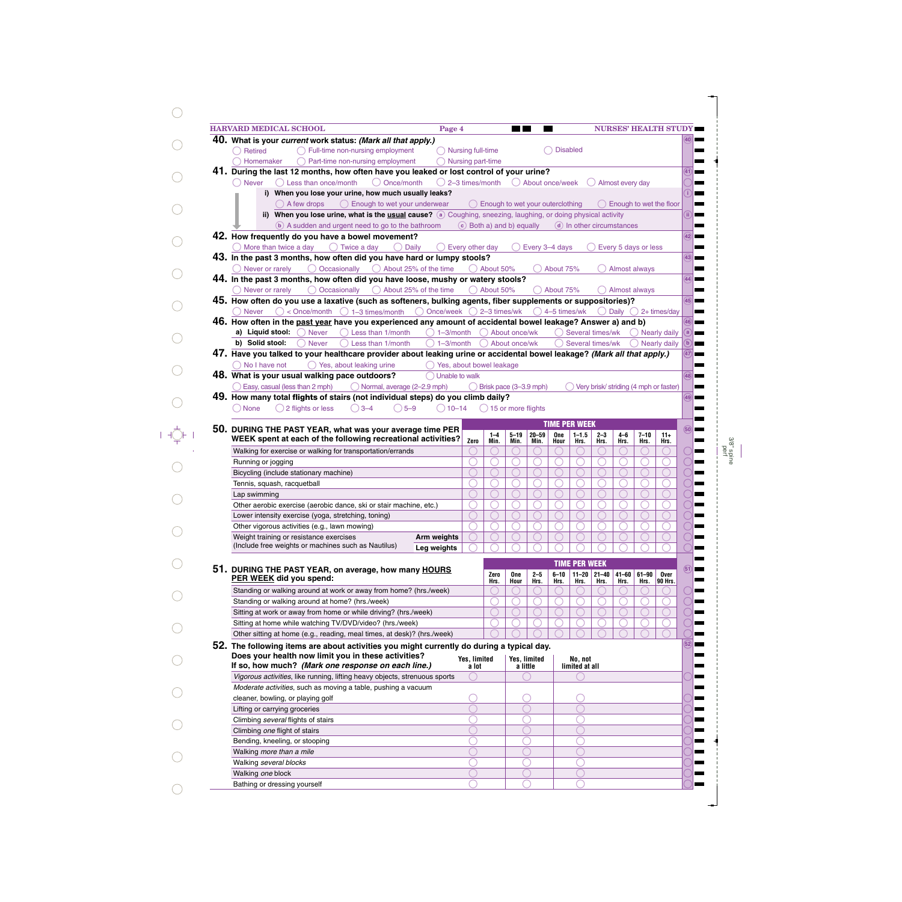**40.** **What is your *current* work status: *(Mark all that apply.)***

- ◯ Retired
- ◯ Full-time non-nursing employment
- ◯ Nursing full-time
- ◯ Disabled
- ◯ Homemaker
- ◯ Part-time non-nursing employment
- ◯ Nursing part-time

**41.** **During the last 12 months, how often have you leaked or lost control of your urine?**

◯ Never ◯ Less than once/month ◯ Once/month ◯ 2–3 times/month ◯ About once/week ◯ Almost every day

**i) When you lose your urine, how much usually leaks?**

◯ A few drops ◯ Enough to wet your underwear ◯ Enough to wet your outerclothing ◯ Enough to wet the floor

**ii) When you lose urine, what is the usual cause?** (a) Coughing, sneezing, laughing, or doing physical activity (b) A sudden and urgent need to go to the bathroom (c) Both a) and b) equally (d) In other circumstances

**42.** **How frequently do you have a bowel movement?**

◯ More than twice a day ◯ Twice a day ◯ Daily ◯ Every other day ◯ Every 3–4 days ◯ Every 5 days or less

**43.** **In the past 3 months, how often did you have hard or lumpy stools?**

◯ Never or rarely ◯ Occasionally ◯ About 25% of the time ◯ About 50% ◯ About 75% ◯ Almost always

**44.** **In the past 3 months, how often did you have loose, mushy or watery stools?**

◯ Never or rarely ◯ Occasionally ◯ About 25% of the time ◯ About 50% ◯ About 75% ◯ Almost always

**45.** **How often do you use a laxative (such as softeners, bulking agents, fiber supplements or suppositories)?**

◯ Never ◯ < Once/month ◯ 1–3 times/month ◯ Once/week ◯ 2–3 times/wk ◯ 4–5 times/wk ◯ Daily ◯ 2+ times/day

**46.** **How often in the past year have you experienced any amount of accidental bowel leakage? Answer a) and b)**

**a) Liquid stool:** ◯ Never ◯ Less than 1/month ◯ 1–3/month ◯ About once/wk ◯ Several times/wk ◯ Nearly daily

**b) Solid stool:** ◯ Never ◯ Less than 1/month ◯ 1–3/month ◯ About once/wk ◯ Several times/wk ◯ Nearly daily

**47.** **Have you talked to your healthcare provider about leaking urine or accidental bowel leakage? *(Mark all that apply.)***

◯ No I have not ◯ Yes, about leaking urine ◯ Yes, about bowel leakage

**48.** **What is your usual walking pace outdoors?** ◯ Unable to walk

◯ Easy, casual (less than 2 mph) ◯ Normal, average (2–2.9 mph) ◯ Brisk pace (3–3.9 mph) ◯ Very brisk/ striding (4 mph or faster)

**49.** **How many total flights of stairs (not individual steps) do you climb daily?**

◯ None ◯ 2 flights or less ◯ 3–4 ◯ 5–9 ◯ 10–14 ◯ 15 or more flights

**50.** **DURING THE PAST YEAR, what was your average time PER WEEK spent at each of the following recreational activities?**

| | TIME PER WEEK | | | | | | | | | |
|---|---|---|---|---|---|---|---|---|---|---|
| | Zero | 1–4 Min. | 5–19 Min. | 20–59 Min. | One Hour | 1–1.5 Hrs. | 2–3 Hrs. | 4–6 Hrs. | 7–10 Hrs. | 11+ Hrs. |
| Walking for exercise or walking for transportation/errands | ◯ | ◯ | ◯ | ◯ | ◯ | ◯ | ◯ | ◯ | ◯ | ◯ |
| Running or jogging | ◯ | ◯ | ◯ | ◯ | ◯ | ◯ | ◯ | ◯ | ◯ | ◯ |
| Bicycling (include stationary machine) | ◯ | ◯ | ◯ | ◯ | ◯ | ◯ | ◯ | ◯ | ◯ | ◯ |
| Tennis, squash, racquetball | ◯ | ◯ | ◯ | ◯ | ◯ | ◯ | ◯ | ◯ | ◯ | ◯ |
| Lap swimming | ◯ | ◯ | ◯ | ◯ | ◯ | ◯ | ◯ | ◯ | ◯ | ◯ |
| Other aerobic exercise (aerobic dance, ski or stair machine, etc.) | ◯ | ◯ | ◯ | ◯ | ◯ | ◯ | ◯ | ◯ | ◯ | ◯ |
| Lower intensity exercise (yoga, stretching, toning) | ◯ | ◯ | ◯ | ◯ | ◯ | ◯ | ◯ | ◯ | ◯ | ◯ |
| Other vigorous activities (e.g., lawn mowing) | ◯ | ◯ | ◯ | ◯ | ◯ | ◯ | ◯ | ◯ | ◯ | ◯ |
| Weight training or resistance exercises (Include free weights or machines such as Nautilus) — Arm weights | ◯ | ◯ | ◯ | ◯ | ◯ | ◯ | ◯ | ◯ | ◯ | ◯ |
| Weight training or resistance exercises (Include free weights or machines such as Nautilus) — Leg weights | ◯ | ◯ | ◯ | ◯ | ◯ | ◯ | ◯ | ◯ | ◯ | ◯ |

**51.** **DURING THE PAST YEAR, on average, how many HOURS PER WEEK did you spend:**

| | TIME PER WEEK | | | | | | | | |
|---|---|---|---|---|---|---|---|---|---|
| | Zero Hrs. | One Hour | 2–5 Hrs. | 6–10 Hrs. | 11–20 Hrs. | 21–40 Hrs. | 41–60 Hrs. | 61–90 Hrs. | Over 90 Hrs. |
| Standing or walking around at work or away from home? (hrs./week) | ◯ | ◯ | ◯ | ◯ | ◯ | ◯ | ◯ | ◯ | ◯ |
| Standing or walking around at home? (hrs./week) | ◯ | ◯ | ◯ | ◯ | ◯ | ◯ | ◯ | ◯ | ◯ |
| Sitting at work or away from home or while driving? (hrs./week) | ◯ | ◯ | ◯ | ◯ | ◯ | ◯ | ◯ | ◯ | ◯ |
| Sitting at home while watching TV/DVD/video? (hrs./week) | ◯ | ◯ | ◯ | ◯ | ◯ | ◯ | ◯ | ◯ | ◯ |
| Other sitting at home (e.g., reading, meal times, at desk)? (hrs./week) | ◯ | ◯ | ◯ | ◯ | ◯ | ◯ | ◯ | ◯ | ◯ |

**52.** **The following items are about activities you might currently do during a typical day. Does your health now limit you in these activities? If so, how much? *(Mark one response on each line.)***

| | Yes, limited a lot | Yes, limited a little | No, not limited at all |
|---|---|---|---|
| *Vigorous activities*, like running, lifting heavy objects, strenuous sports | ◯ | ◯ | ◯ |
| *Moderate activities*, such as moving a table, pushing a vacuum cleaner, bowling, or playing golf | ◯ | ◯ | ◯ |
| Lifting or carrying groceries | ◯ | ◯ | ◯ |
| Climbing *several* flights of stairs | ◯ | ◯ | ◯ |
| Climbing *one* flight of stairs | ◯ | ◯ | ◯ |
| Bending, kneeling, or stooping | ◯ | ◯ | ◯ |
| Walking *more than a mile* | ◯ | ◯ | ◯ |
| Walking *several blocks* | ◯ | ◯ | ◯ |
| Walking *one* block | ◯ | ◯ | ◯ |
| Bathing or dressing yourself | ◯ | ◯ | ◯ |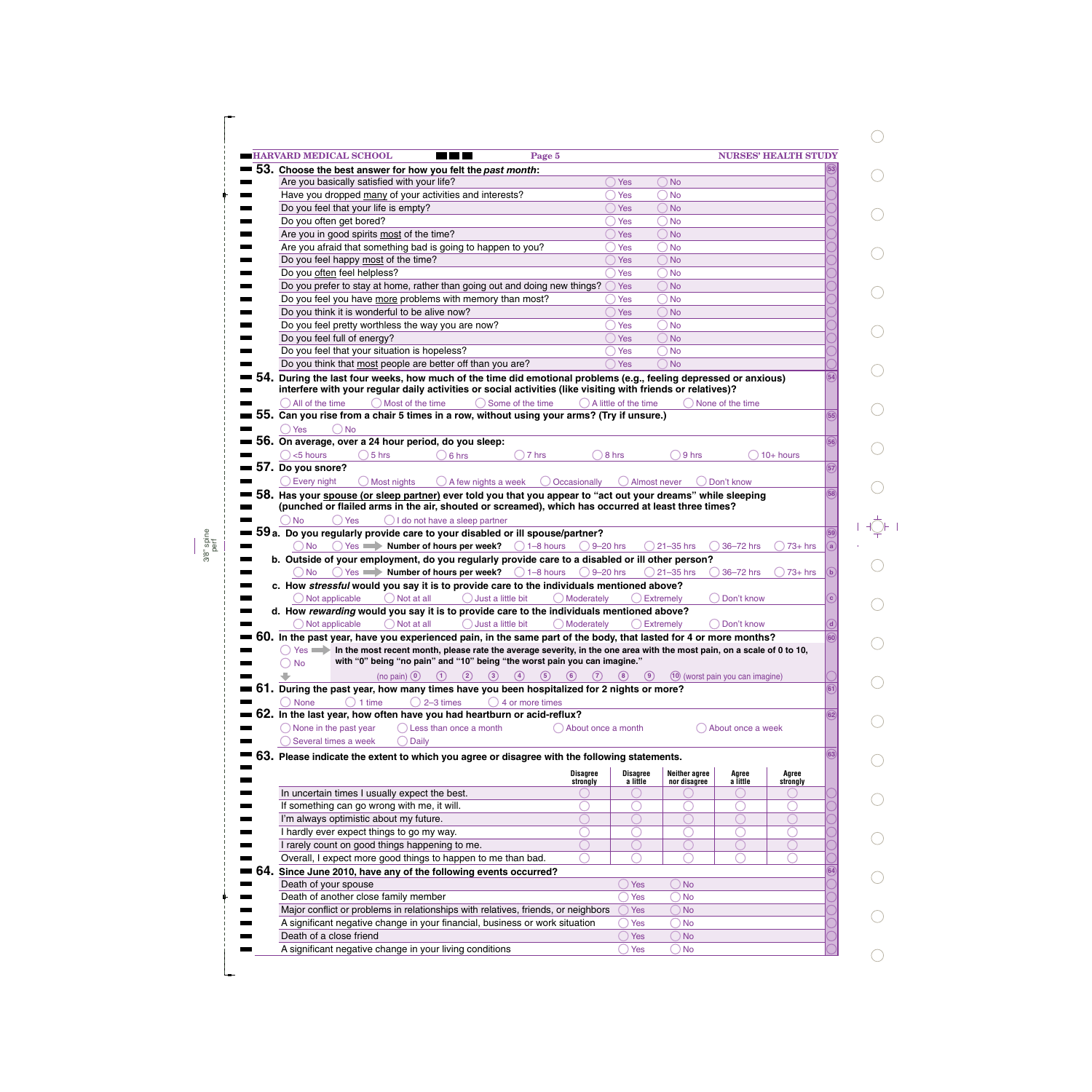**53. Choose the best answer for how you felt the *past month*:**

| | | |
|---|---|---|
| Are you basically satisfied with your life? | ◯ Yes | ◯ No |
| Have you dropped many of your activities and interests? | ◯ Yes | ◯ No |
| Do you feel that your life is empty? | ◯ Yes | ◯ No |
| Do you often get bored? | ◯ Yes | ◯ No |
| Are you in good spirits most of the time? | ◯ Yes | ◯ No |
| Are you afraid that something bad is going to happen to you? | ◯ Yes | ◯ No |
| Do you feel happy most of the time? | ◯ Yes | ◯ No |
| Do you often feel helpless? | ◯ Yes | ◯ No |
| Do you prefer to stay at home, rather than going out and doing new things? | ◯ Yes | ◯ No |
| Do you feel you have more problems with memory than most? | ◯ Yes | ◯ No |
| Do you think it is wonderful to be alive now? | ◯ Yes | ◯ No |
| Do you feel pretty worthless the way you are now? | ◯ Yes | ◯ No |
| Do you feel full of energy? | ◯ Yes | ◯ No |
| Do you feel that your situation is hopeless? | ◯ Yes | ◯ No |
| Do you think that most people are better off than you are? | ◯ Yes | ◯ No |

**54. During the last four weeks, how much of the time did emotional problems (e.g., feeling depressed or anxious) interfere with your regular daily activities or social activities (like visiting with friends or relatives)?**

◯ All of the time ◯ Most of the time ◯ Some of the time ◯ A little of the time ◯ None of the time

**55. Can you rise from a chair 5 times in a row, without using your arms? (Try if unsure.)**

◯ Yes ◯ No

**56. On average, over a 24 hour period, do you sleep:**

◯ <5 hours ◯ 5 hrs ◯ 6 hrs ◯ 7 hrs ◯ 8 hrs ◯ 9 hrs ◯ 10+ hours

**57. Do you snore?**

◯ Every night ◯ Most nights ◯ A few nights a week ◯ Occasionally ◯ Almost never ◯ Don't know

**58. Has your spouse (or sleep partner) ever told you that you appear to "act out your dreams" while sleeping (punched or flailed arms in the air, shouted or screamed), which has occurred at least three times?**

◯ No ◯ Yes ◯ I do not have a sleep partner

**59 a. Do you regularly provide care to your disabled or ill spouse/partner?**

◯ No ◯ Yes ➡ **Number of hours per week?** ◯ 1–8 hours ◯ 9–20 hrs ◯ 21–35 hrs ◯ 36–72 hrs ◯ 73+ hrs

**b. Outside of your employment, do you regularly provide care to a disabled or ill other person?**

◯ No ◯ Yes ➡ **Number of hours per week?** ◯ 1–8 hours ◯ 9–20 hrs ◯ 21–35 hrs ◯ 36–72 hrs ◯ 73+ hrs

**c. How *stressful* would you say it is to provide care to the individuals mentioned above?**

◯ Not applicable ◯ Not at all ◯ Just a little bit ◯ Moderately ◯ Extremely ◯ Don't know

**d. How *rewarding* would you say it is to provide care to the individuals mentioned above?**

◯ Not applicable ◯ Not at all ◯ Just a little bit ◯ Moderately ◯ Extremely ◯ Don't know

**60. In the past year, have you experienced pain, in the same part of the body, that lasted for 4 or more months?**

◯ Yes ➡ **In the most recent month, please rate the average severity, in the one area with the most pain, on a scale of 0 to 10, with "0" being "no pain" and "10" being "the worst pain you can imagine."**

◯ No

(no pain) ⓪ ① ② ③ ④ ⑤ ⑥ ⑦ ⑧ ⑨ ⑩ (worst pain you can imagine)

**61. During the past year, how many times have you been hospitalized for 2 nights or more?**

◯ None ◯ 1 time ◯ 2–3 times ◯ 4 or more times

**62. In the last year, how often have you had heartburn or acid-reflux?**

◯ None in the past year ◯ Less than once a month ◯ About once a month ◯ About once a week
◯ Several times a week ◯ Daily

**63. Please indicate the extent to which you agree or disagree with the following statements.**

| | Disagree strongly | Disagree a little | Neither agree nor disagree | Agree a little | Agree strongly |
|---|---|---|---|---|---|
| In uncertain times I usually expect the best. | ◯ | ◯ | ◯ | ◯ | ◯ |
| If something can go wrong with me, it will. | ◯ | ◯ | ◯ | ◯ | ◯ |
| I'm always optimistic about my future. | ◯ | ◯ | ◯ | ◯ | ◯ |
| I hardly ever expect things to go my way. | ◯ | ◯ | ◯ | ◯ | ◯ |
| I rarely count on good things happening to me. | ◯ | ◯ | ◯ | ◯ | ◯ |
| Overall, I expect more good things to happen to me than bad. | ◯ | ◯ | ◯ | ◯ | ◯ |

**64. Since June 2010, have any of the following events occurred?**

| | | |
|---|---|---|
| Death of your spouse | ◯ Yes | ◯ No |
| Death of another close family member | ◯ Yes | ◯ No |
| Major conflict or problems in relationships with relatives, friends, or neighbors | ◯ Yes | ◯ No |
| A significant negative change in your financial, business or work situation | ◯ Yes | ◯ No |
| Death of a close friend | ◯ Yes | ◯ No |
| A significant negative change in your living conditions | ◯ Yes | ◯ No |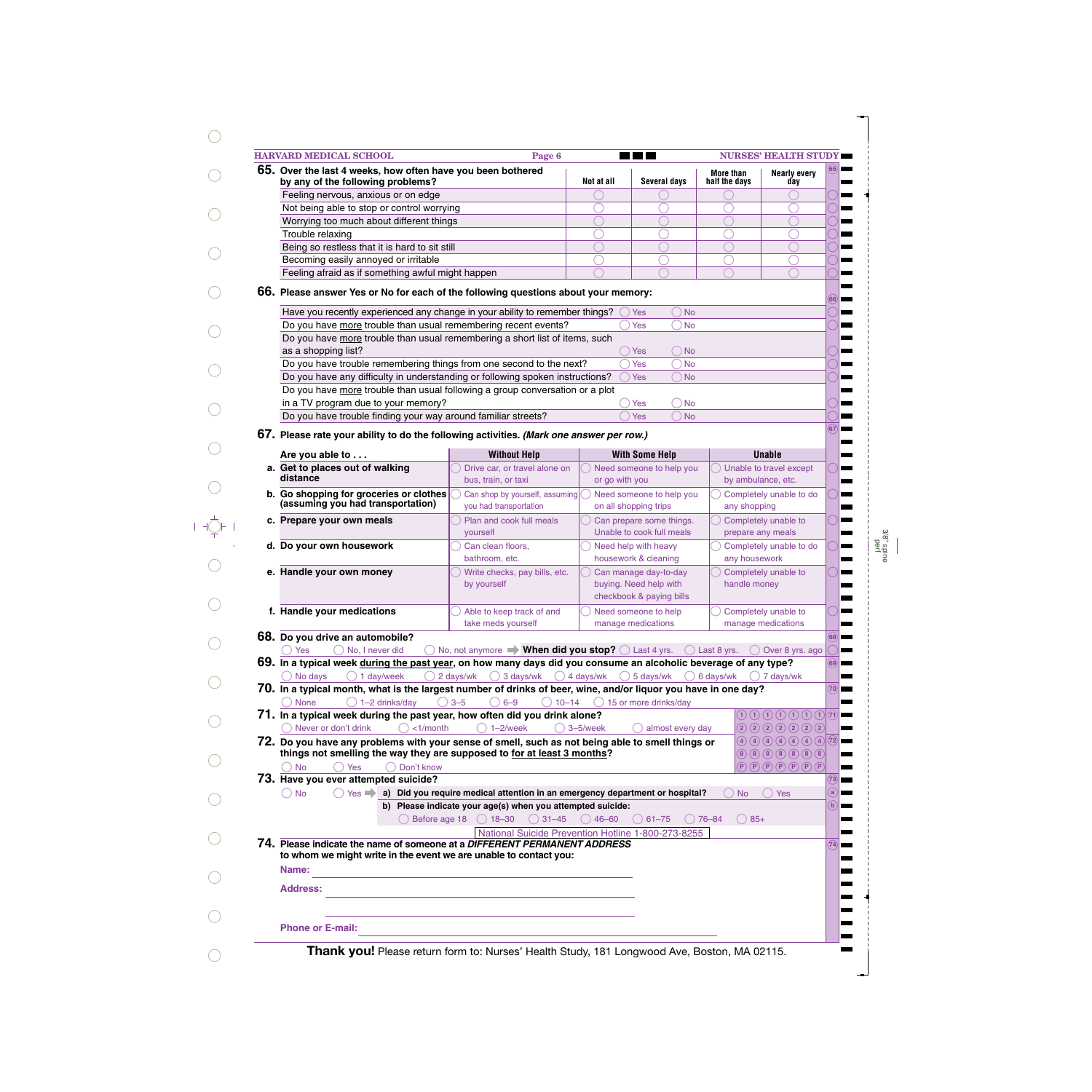**65. Over the last 4 weeks, how often have you been bothered by any of the following problems?**

| | Not at all | Several days | More than half the days | Nearly every day |
|---|---|---|---|---|
| Feeling nervous, anxious or on edge | ◯ | ◯ | ◯ | ◯ |
| Not being able to stop or control worrying | ◯ | ◯ | ◯ | ◯ |
| Worrying too much about different things | ◯ | ◯ | ◯ | ◯ |
| Trouble relaxing | ◯ | ◯ | ◯ | ◯ |
| Being so restless that it is hard to sit still | ◯ | ◯ | ◯ | ◯ |
| Becoming easily annoyed or irritable | ◯ | ◯ | ◯ | ◯ |
| Feeling afraid as if something awful might happen | ◯ | ◯ | ◯ | ◯ |

**66. Please answer Yes or No for each of the following questions about your memory:**

| | | |
|---|---|---|
| Have you recently experienced any change in your ability to remember things? | ◯ Yes | ◯ No |
| Do you have more trouble than usual remembering recent events? | ◯ Yes | ◯ No |
| Do you have more trouble than usual remembering a short list of items, such as a shopping list? | ◯ Yes | ◯ No |
| Do you have trouble remembering things from one second to the next? | ◯ Yes | ◯ No |
| Do you have any difficulty in understanding or following spoken instructions? | ◯ Yes | ◯ No |
| Do you have more trouble than usual following a group conversation or a plot in a TV program due to your memory? | ◯ Yes | ◯ No |
| Do you have trouble finding your way around familiar streets? | ◯ Yes | ◯ No |

**67. Please rate your ability to do the following activities.** ***(Mark one answer per row.)***

| Are you able to . . . | Without Help | With Some Help | Unable |
|---|---|---|---|
| **a. Get to places out of walking distance** | ◯ Drive car, or travel alone on bus, train, or taxi | ◯ Need someone to help you or go with you | ◯ Unable to travel except by ambulance, etc. |
| **b. Go shopping for groceries or clothes (assuming you had transportation)** | ◯ Can shop by yourself, assuming you had transportation | ◯ Need someone to help you on all shopping trips | ◯ Completely unable to do any shopping |
| **c. Prepare your own meals** | ◯ Plan and cook full meals yourself | ◯ Can prepare some things. Unable to cook full meals | ◯ Completely unable to prepare any meals |
| **d. Do your own housework** | ◯ Can clean floors, bathroom, etc. | ◯ Need help with heavy housework & cleaning | ◯ Completely unable to do any housework |
| **e. Handle your own money** | ◯ Write checks, pay bills, etc. by yourself | ◯ Can manage day-to-day buying. Need help with checkbook & paying bills | ◯ Completely unable to handle money |
| **f. Handle your medications** | ◯ Able to keep track of and take meds yourself | ◯ Need someone to help manage medications | ◯ Completely unable to manage medications |

**68. Do you drive an automobile?**
◯ Yes ◯ No, I never did ◯ No, not anymore ➡ **When did you stop?** ◯ Last 4 yrs. ◯ Last 8 yrs. ◯ Over 8 yrs. ago

**69. In a typical week during the past year, on how many days did you consume an alcoholic beverage of any type?**
◯ No days ◯ 1 day/week ◯ 2 days/wk ◯ 3 days/wk ◯ 4 days/wk ◯ 5 days/wk ◯ 6 days/wk ◯ 7 days/wk

**70. In a typical month, what is the largest number of drinks of beer, wine, and/or liquor you have in one day?**
◯ None ◯ 1–2 drinks/day ◯ 3–5 ◯ 6–9 ◯ 10–14 ◯ 15 or more drinks/day

**71. In a typical week during the past year, how often did you drink alone?**
◯ Never or don't drink ◯ <1/month ◯ 1–2/week ◯ 3–5/week ◯ almost every day

**72. Do you have any problems with your sense of smell, such as not being able to smell things or things not smelling the way they are supposed to for at least 3 months?**
◯ No ◯ Yes ◯ Don't know

**73. Have you ever attempted suicide?**
◯ No ◯ Yes ➡ **a) Did you require medical attention in an emergency department or hospital?** ◯ No ◯ Yes

**b) Please indicate your age(s) when you attempted suicide:**
◯ Before age 18 ◯ 18–30 ◯ 31–45 ◯ 46–60 ◯ 61–75 ◯ 76–84 ◯ 85+

National Suicide Prevention Hotline 1-800-273-8255

**74. Please indicate the name of someone at a** ***DIFFERENT PERMANENT ADDRESS*** **to whom we might write in the event we are unable to contact you:**

**Name:** ______________________________

**Address:** ______________________________

______________________________

**Phone or E-mail:** ______________________________

**Thank you!** Please return form to: Nurses' Health Study, 181 Longwood Ave, Boston, MA 02115.